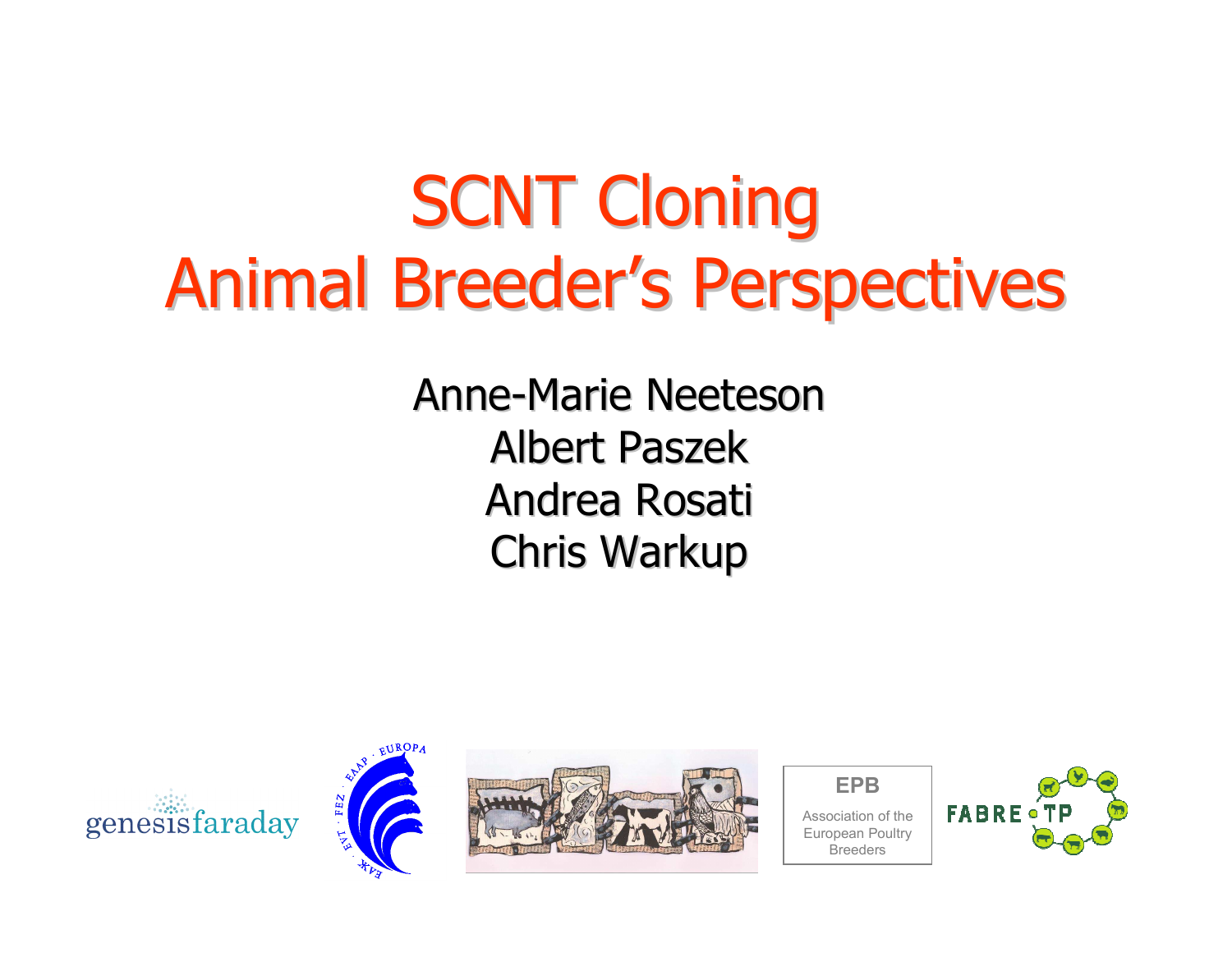# SCNT Cloning
# Animal Breeder's Perspectives

Anne-Marie Neeteson
Albert Paszek
Andrea Rosati
Chris Warkup

genesisfaraday

EPB
Association of the European Poultry Breeders

FABRE TP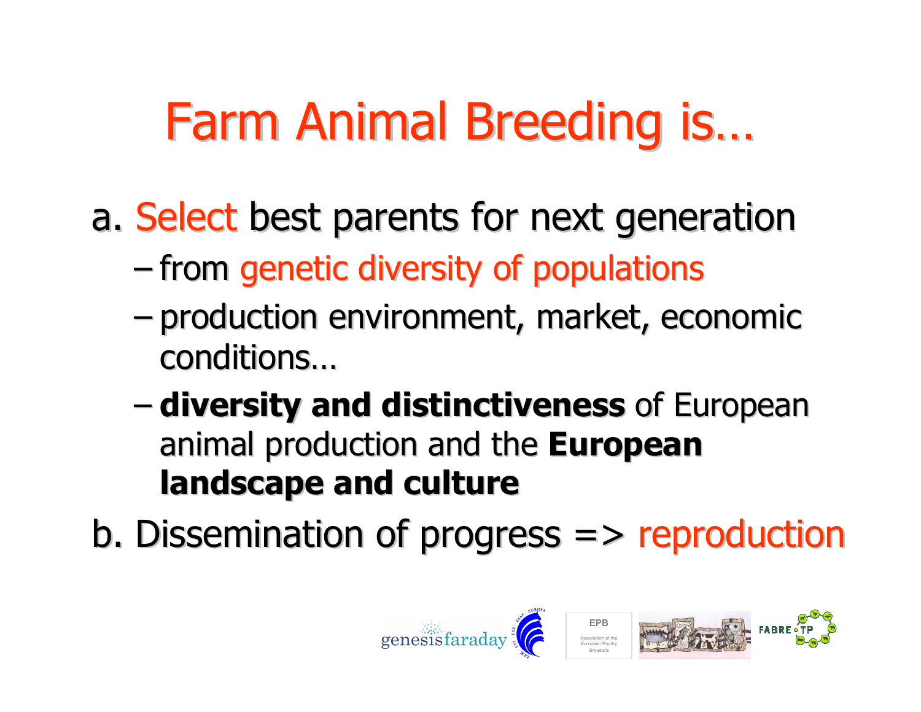# Farm Animal Breeding is…

a. Select best parents for next generation

- from genetic diversity of populations
- production environment, market, economic conditions…
- **diversity and distinctiveness** of European animal production and the **European landscape and culture**

b. Dissemination of progress => reproduction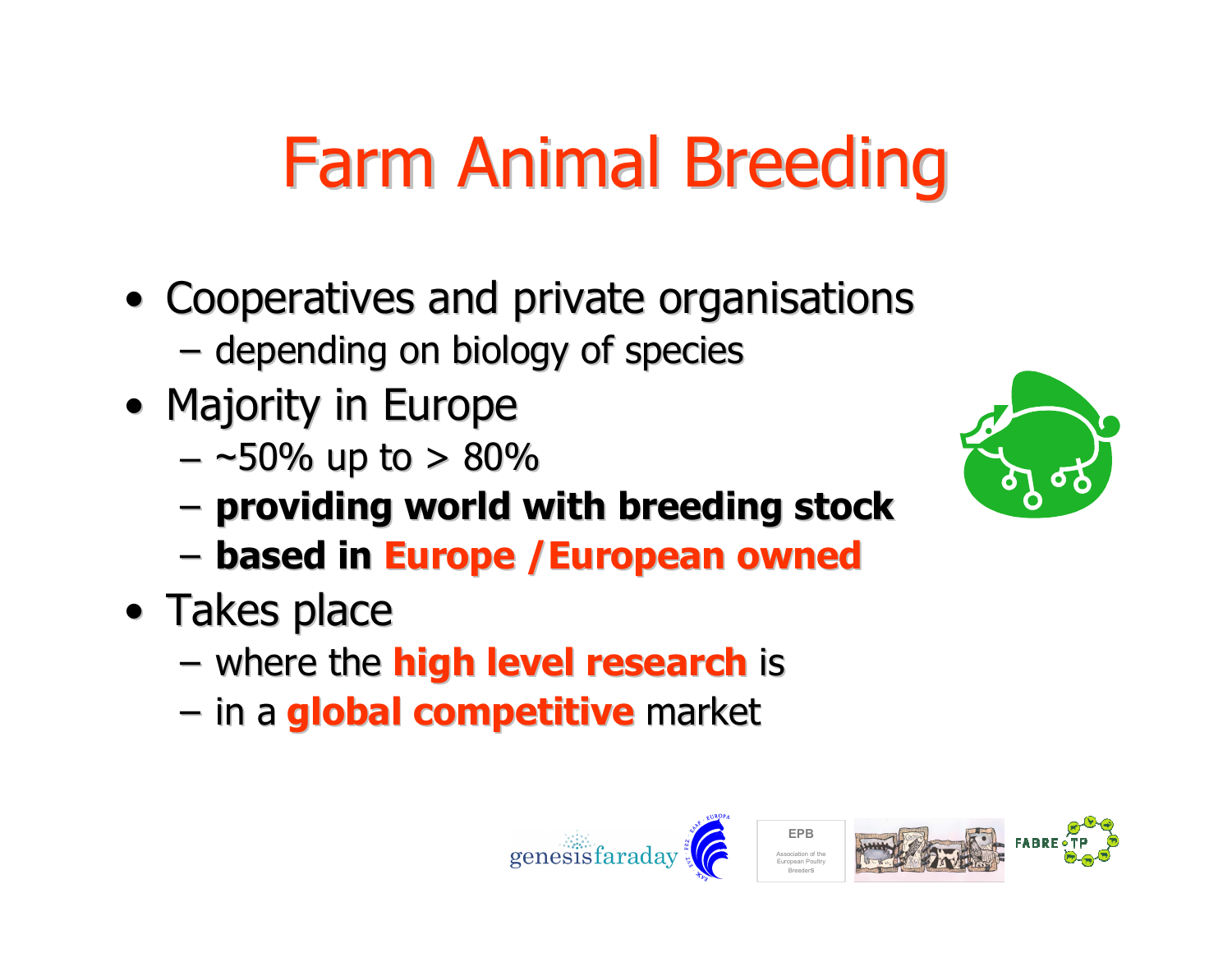# Farm Animal Breeding

- Cooperatives and private organisations
  - depending on biology of species
- Majority in Europe
  - ~50% up to > 80%
  - **providing world with breeding stock**
  - **based in Europe / European owned**
- Takes place
  - where the **high level research** is
  - in a **global competitive** market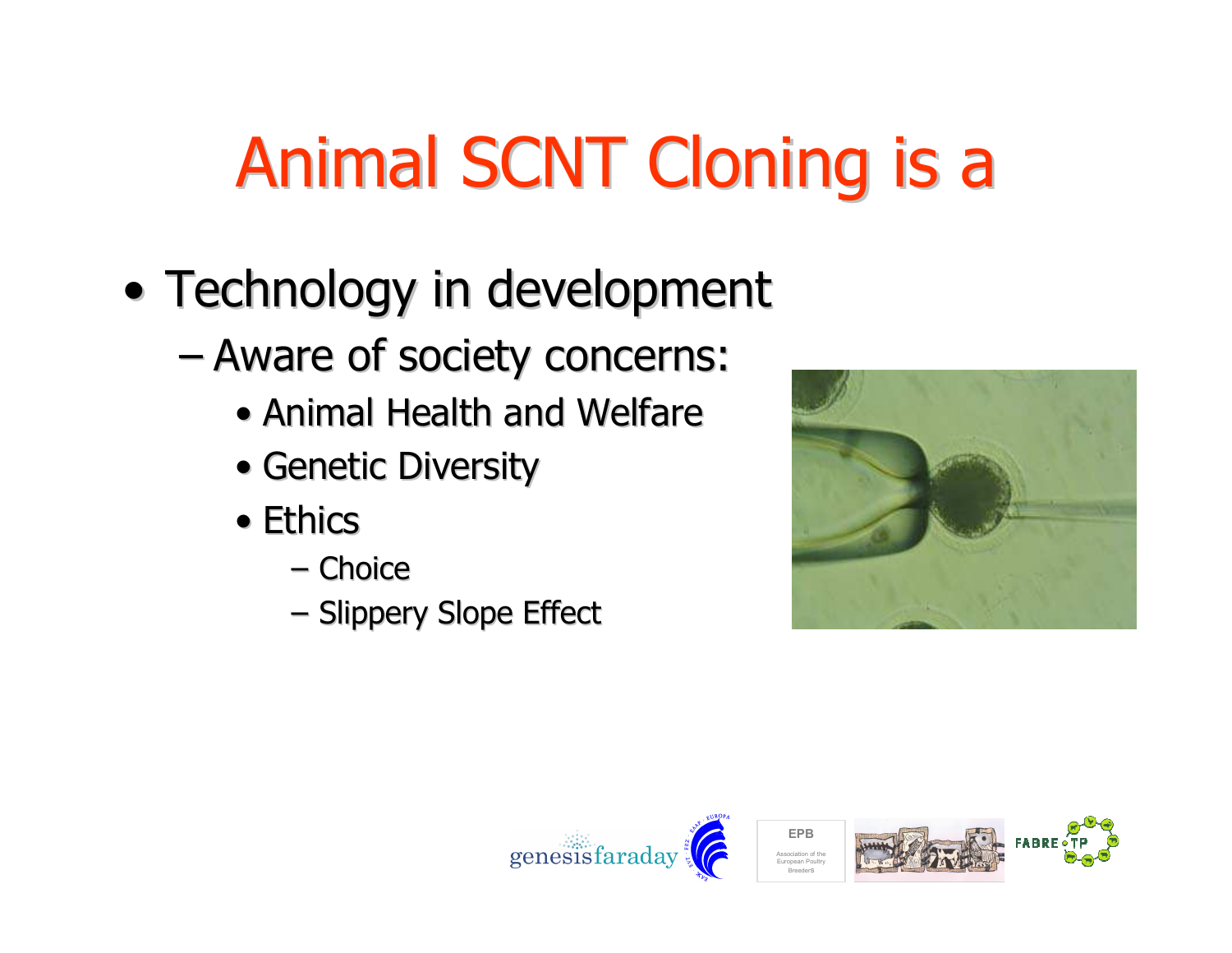# Animal SCNT Cloning is a

- Technology in development
  - Aware of society concerns:
    - Animal Health and Welfare
    - Genetic Diversity
    - Ethics
      - Choice
      - Slippery Slope Effect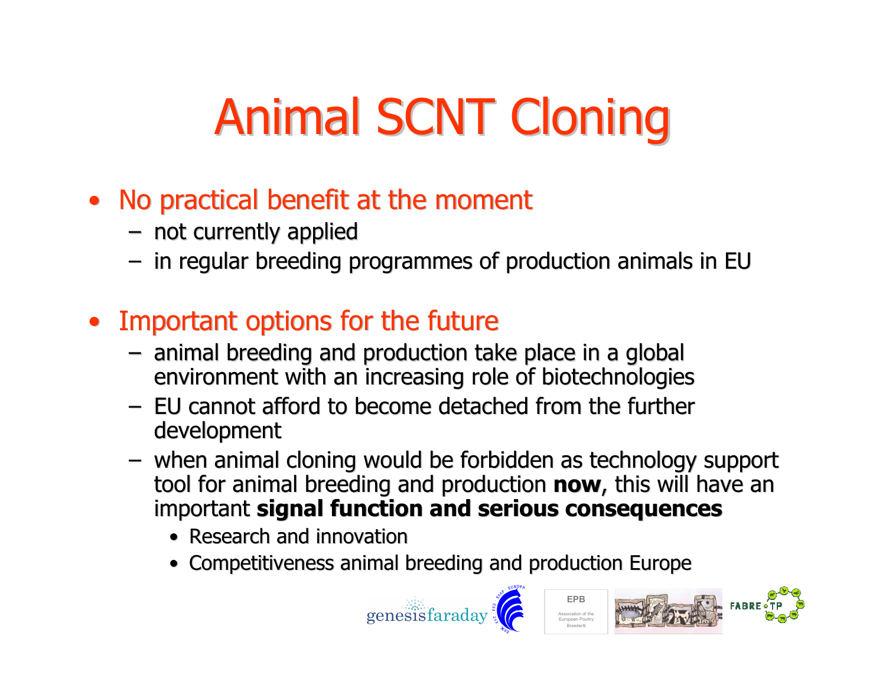# Animal SCNT Cloning

- No practical benefit at the moment
  - not currently applied
  - in regular breeding programmes of production animals in EU
- Important options for the future
  - animal breeding and production take place in a global environment with an increasing role of biotechnologies
  - EU cannot afford to become detached from the further development
  - when animal cloning would be forbidden as technology support tool for animal breeding and production **now,** this will have an important **signal function and serious consequences**
    - Research and innovation
    - Competitiveness animal breeding and production Europe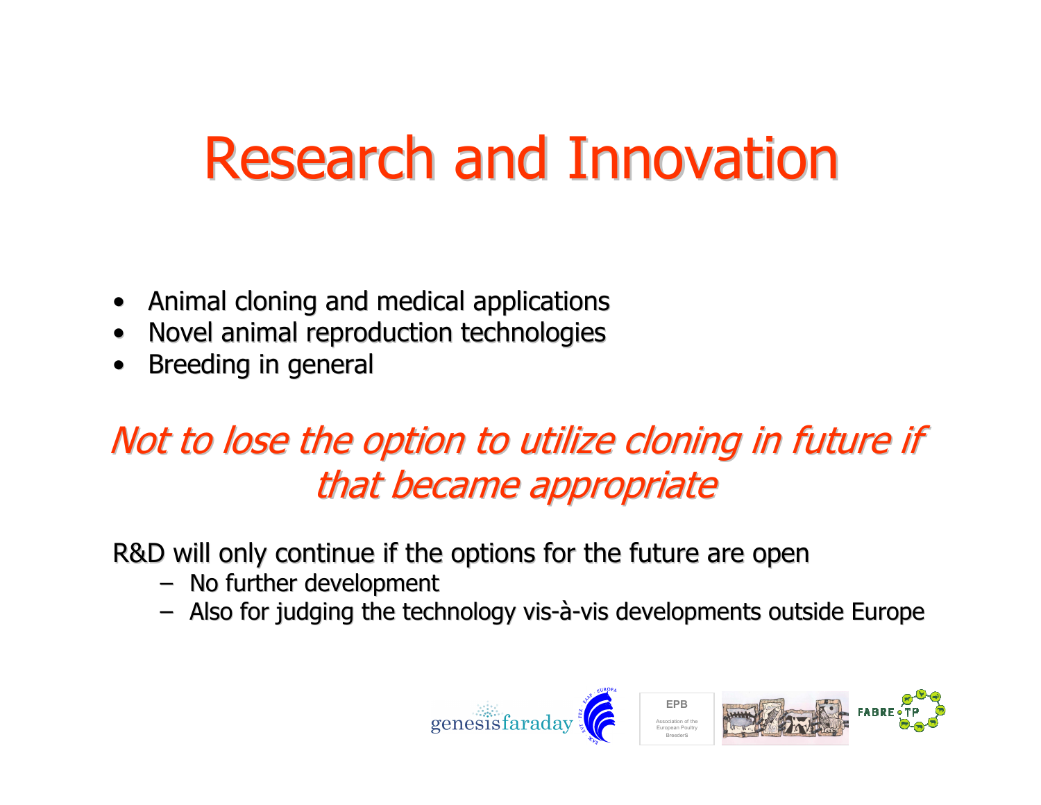# Research and Innovation

- Animal cloning and medical applications
- Novel animal reproduction technologies
- Breeding in general

*Not to lose the option to utilize cloning in future if that became appropriate*

R&D will only continue if the options for the future are open

- No further development
- Also for judging the technology vis-à-vis developments outside Europe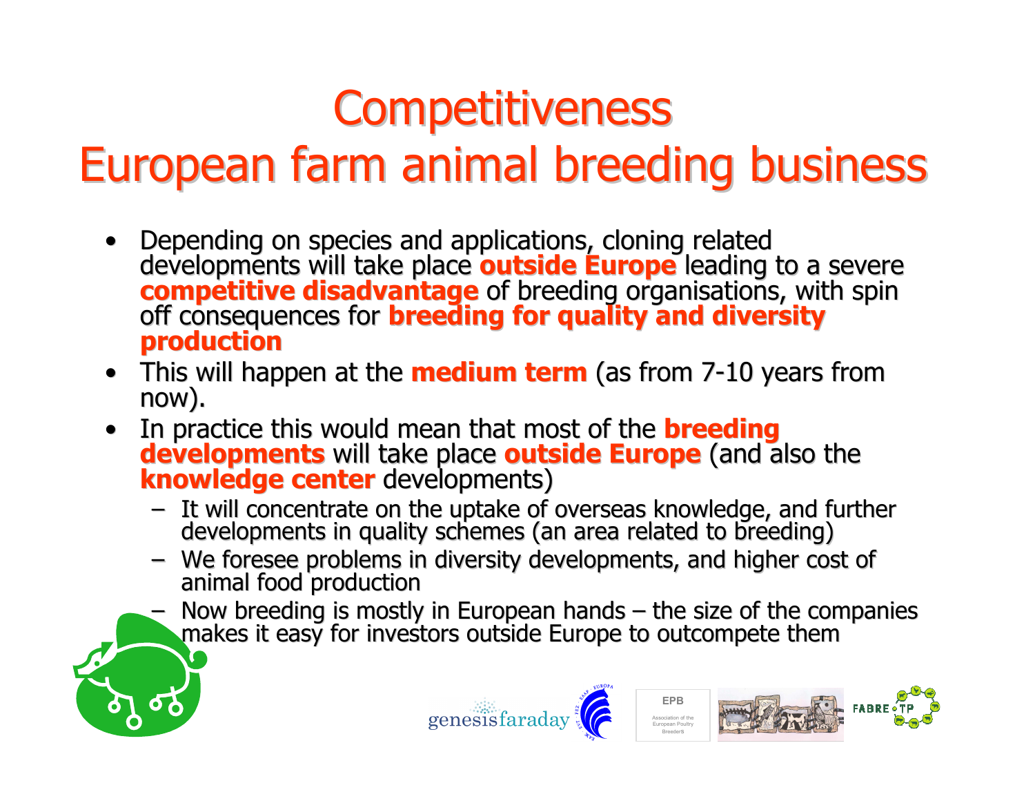# Competitiveness
# European farm animal breeding business

- Depending on species and applications, cloning related developments will take place **outside Europe** leading to a severe **competitive disadvantage** of breeding organisations, with spin off consequences for **breeding for quality and diversity production**
- This will happen at the **medium term** (as from 7-10 years from now).
- In practice this would mean that most of the **breeding developments** will take place **outside Europe** (and also the **knowledge center** developments)
  - It will concentrate on the uptake of overseas knowledge, and further developments in quality schemes (an area related to breeding)
  - We foresee problems in diversity developments, and higher cost of animal food production
  - Now breeding is mostly in European hands – the size of the companies makes it easy for investors outside Europe to outcompete them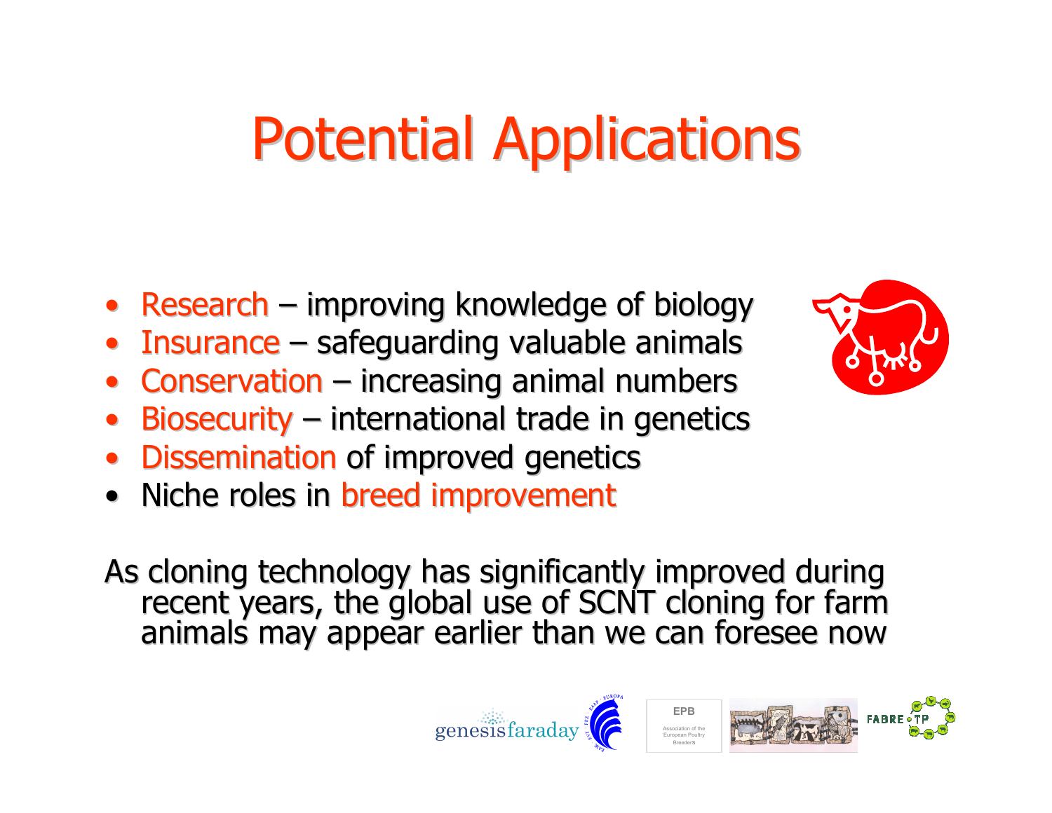# Potential Applications

- Research – improving knowledge of biology
- Insurance – safeguarding valuable animals
- Conservation – increasing animal numbers
- Biosecurity – international trade in genetics
- Dissemination of improved genetics
- Niche roles in breed improvement

As cloning technology has significantly improved during recent years, the global use of SCNT cloning for farm animals may appear earlier than we can foresee now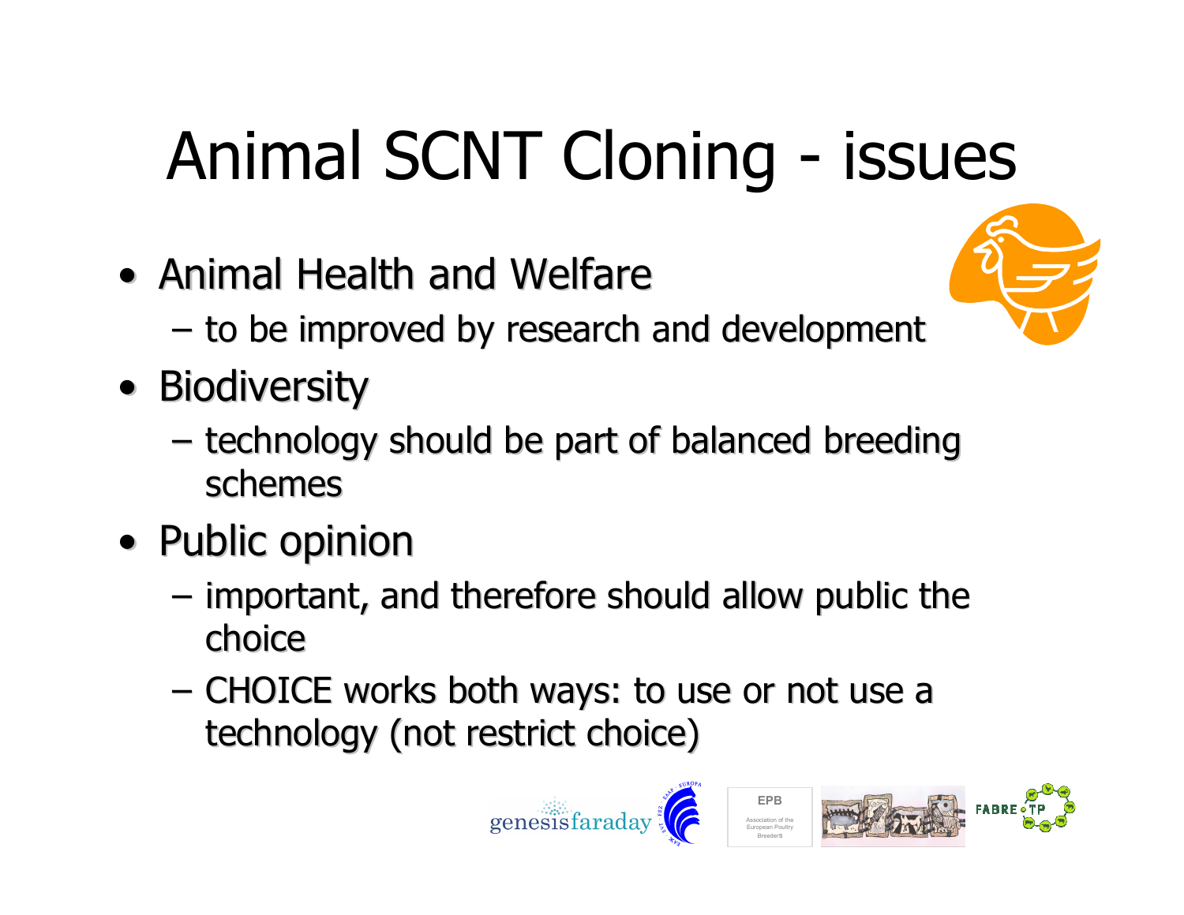# Animal SCNT Cloning - issues

- Animal Health and Welfare
  - to be improved by research and development
- Biodiversity
  - technology should be part of balanced breeding schemes
- Public opinion
  - important, and therefore should allow public the choice
  - CHOICE works both ways: to use or not use a technology (not restrict choice)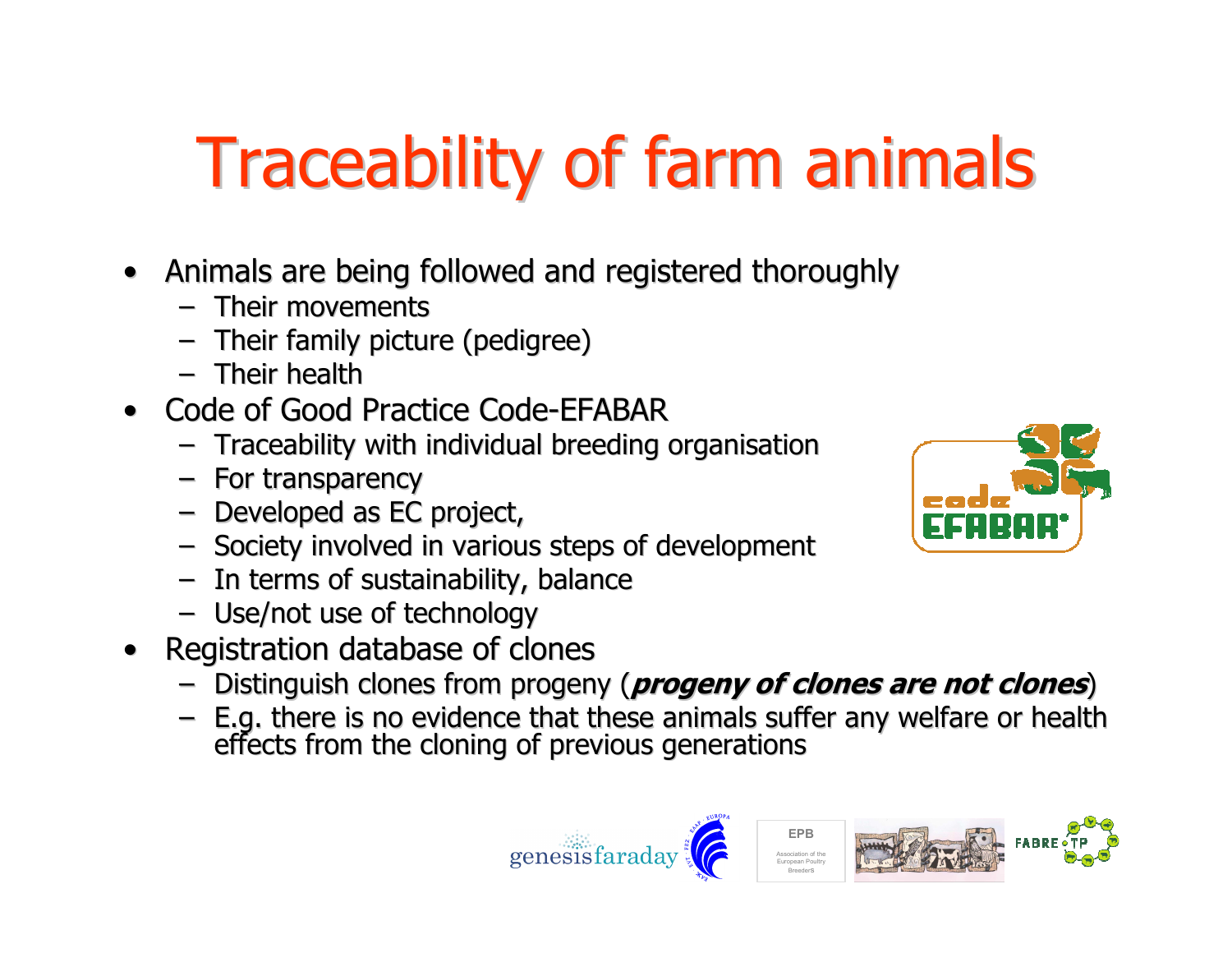# Traceability of farm animals

- Animals are being followed and registered thoroughly
  - Their movements
  - Their family picture (pedigree)
  - Their health
- Code of Good Practice Code-EFABAR
  - Traceability with individual breeding organisation
  - For transparency
  - Developed as EC project,
  - Society involved in various steps of development
  - In terms of sustainability, balance
  - Use/not use of technology
- Registration database of clones
  - Distinguish clones from progeny (***progeny of clones are not clones***)
  - E.g. there is no evidence that these animals suffer any welfare or health effects from the cloning of previous generations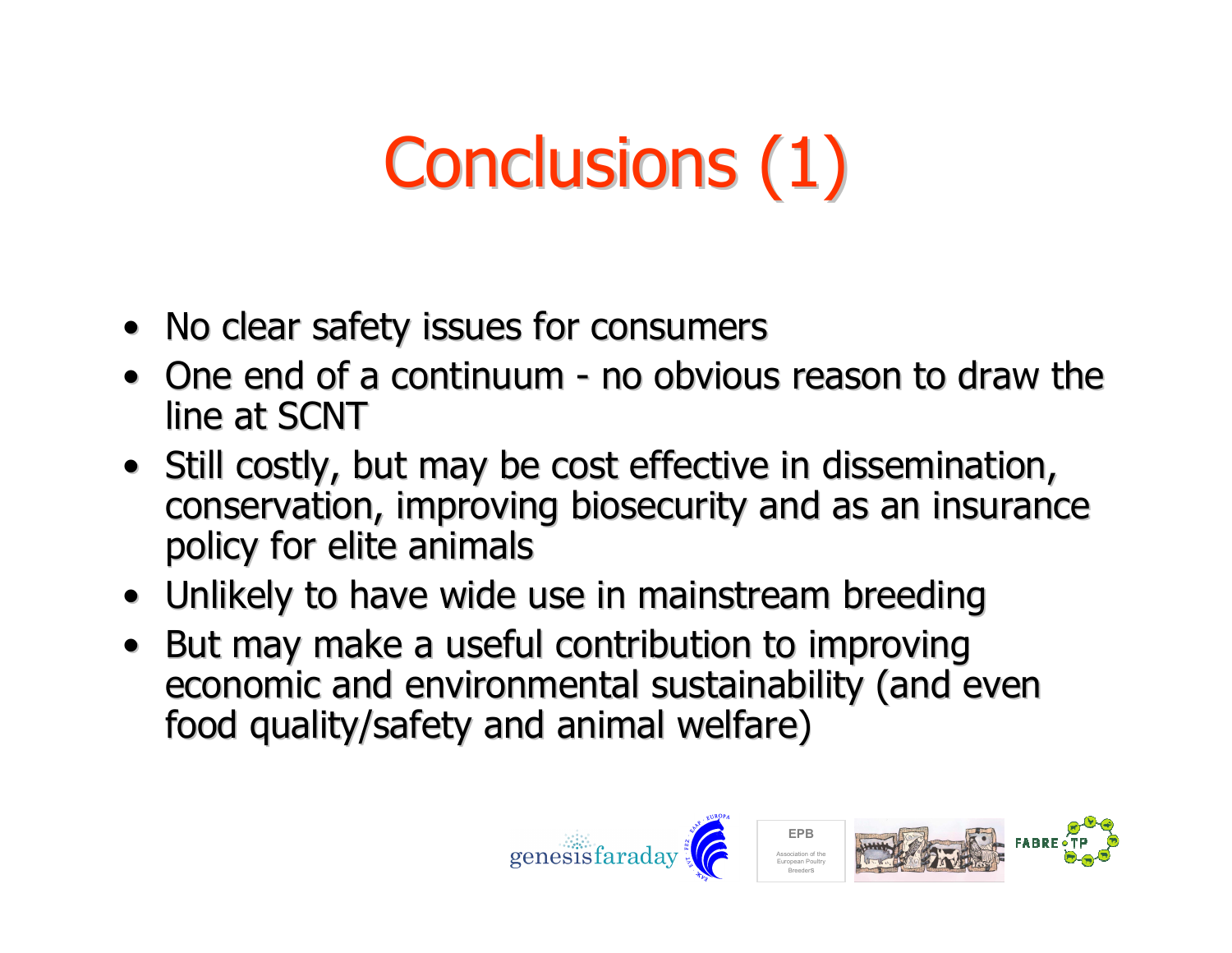# Conclusions (1)

- No clear safety issues for consumers
- One end of a continuum - no obvious reason to draw the line at SCNT
- Still costly, but may be cost effective in dissemination, conservation, improving biosecurity and as an insurance policy for elite animals
- Unlikely to have wide use in mainstream breeding
- But may make a useful contribution to improving economic and environmental sustainability (and even food quality/safety and animal welfare)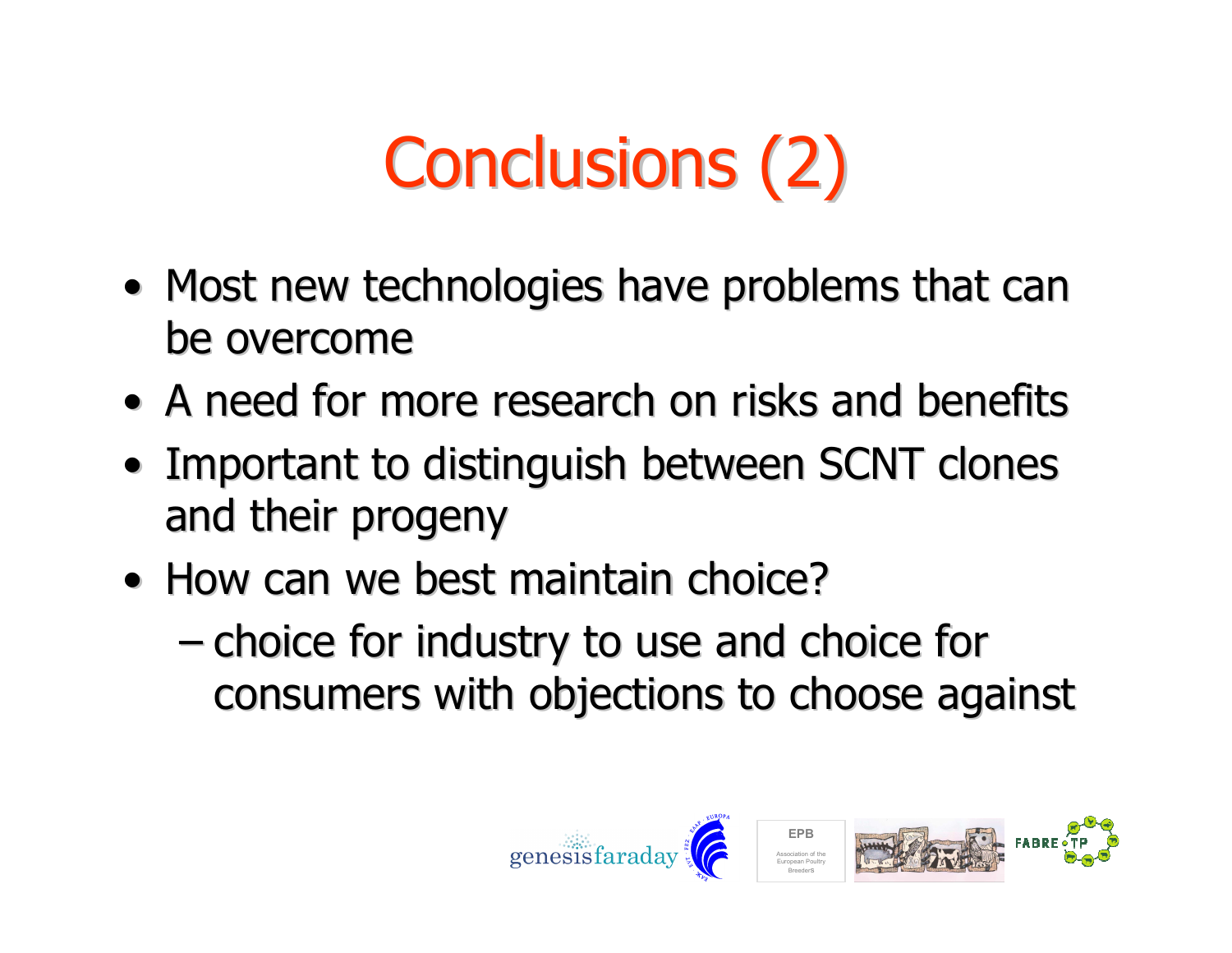# Conclusions (2)

- Most new technologies have problems that can be overcome
- A need for more research on risks and benefits
- Important to distinguish between SCNT clones and their progeny
- How can we best maintain choice?
  - choice for industry to use and choice for consumers with objections to choose against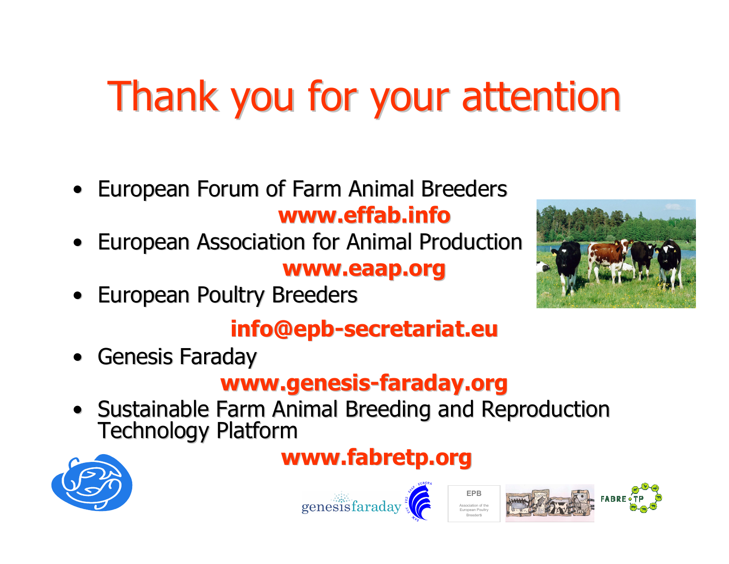# Thank you for your attention

- European Forum of Farm Animal Breeders
  **www.effab.info**
- European Association for Animal Production
  **www.eaap.org**
- European Poultry Breeders
  **info@epb-secretariat.eu**
- Genesis Faraday
  **www.genesis-faraday.org**
- Sustainable Farm Animal Breeding and Reproduction Technology Platform
  **www.fabretp.org**